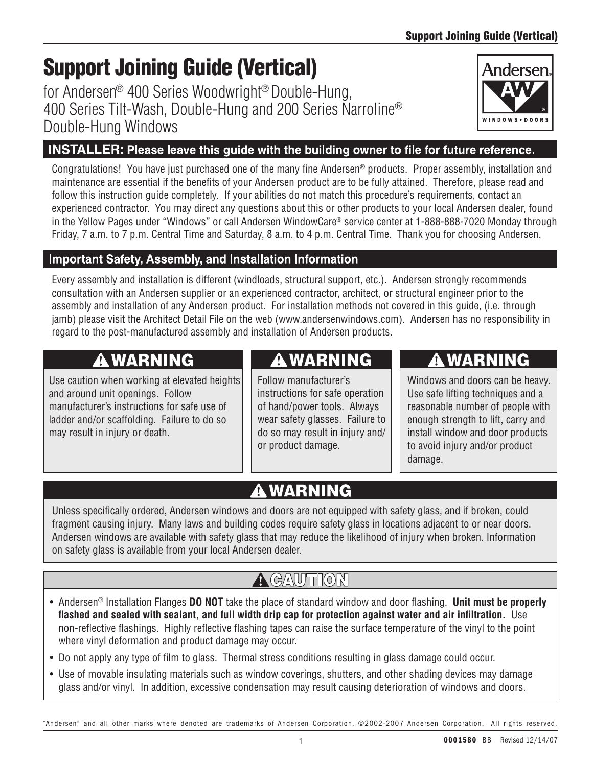# Support Joining Guide (Vertical)

for Andersen® 400 Series Woodwright® Double-Hung, 400 Series Tilt-Wash, Double-Hung and 200 Series Narroline® Double-Hung Windows

## INSTALLER: Please leave this guide with the building owner to file for future reference.

Congratulations! You have just purchased one of the many fine Andersen® products. Proper assembly, installation and maintenance are essential if the benefits of your Andersen product are to be fully attained. Therefore, please read and follow this instruction guide completely. If your abilities do not match this procedure's requirements, contact an experienced contractor. You may direct any questions about this or other products to your local Andersen dealer, found in the Yellow Pages under "Windows" or call Andersen WindowCare® service center at 1-888-888-7020 Monday through Friday, 7 a.m. to 7 p.m. Central Time and Saturday, 8 a.m. to 4 p.m. Central Time. Thank you for choosing Andersen.

## Important Safety, Assembly, and Installation Information

Every assembly and installation is different (windloads, structural support, etc.). Andersen strongly recommends consultation with an Andersen supplier or an experienced contractor, architect, or structural engineer prior to the assembly and installation of any Andersen product. For installation methods not covered in this guide, (i.e. through jamb) please visit the Architect Detail File on the web (www.andersenwindows.com). Andersen has no responsibility in regard to the post-manufactured assembly and installation of Andersen products.

### ⚠ WARNING

Use caution when working at elevated heights and around unit openings. Follow manufacturer's instructions for safe use of ladder and/or scaffolding. Failure to do so may result in injury or death.

### ⚠ WARNING

Follow manufacturer's instructions for safe operation of hand/power tools. Always wear safety glasses. Failure to do so may result in injury and/or product damage.

### ⚠ WARNING

Windows and doors can be heavy. Use safe lifting techniques and a reasonable number of people with enough strength to lift, carry and install window and door products to avoid injury and/or product damage.

### ⚠ WARNING

Unless specifically ordered, Andersen windows and doors are not equipped with safety glass, and if broken, could fragment causing injury. Many laws and building codes require safety glass in locations adjacent to or near doors. Andersen windows are available with safety glass that may reduce the likelihood of injury when broken. Information on safety glass is available from your local Andersen dealer.

### ⚠ CAUTION

- Andersen® Installation Flanges **DO NOT** take the place of standard window and door flashing. **Unit must be properly flashed and sealed with sealant, and full width drip cap for protection against water and air infiltration.** Use non-reflective flashings. Highly reflective flashing tapes can raise the surface temperature of the vinyl to the point where vinyl deformation and product damage may occur.
- Do not apply any type of film to glass. Thermal stress conditions resulting in glass damage could occur.
- Use of movable insulating materials such as window coverings, shutters, and other shading devices may damage glass and/or vinyl. In addition, excessive condensation may result causing deterioration of windows and doors.

"Andersen" and all other marks where denoted are trademarks of Andersen Corporation. ©2002-2007 Andersen Corporation. All rights reserved.

0001580 BB Revised 12/14/07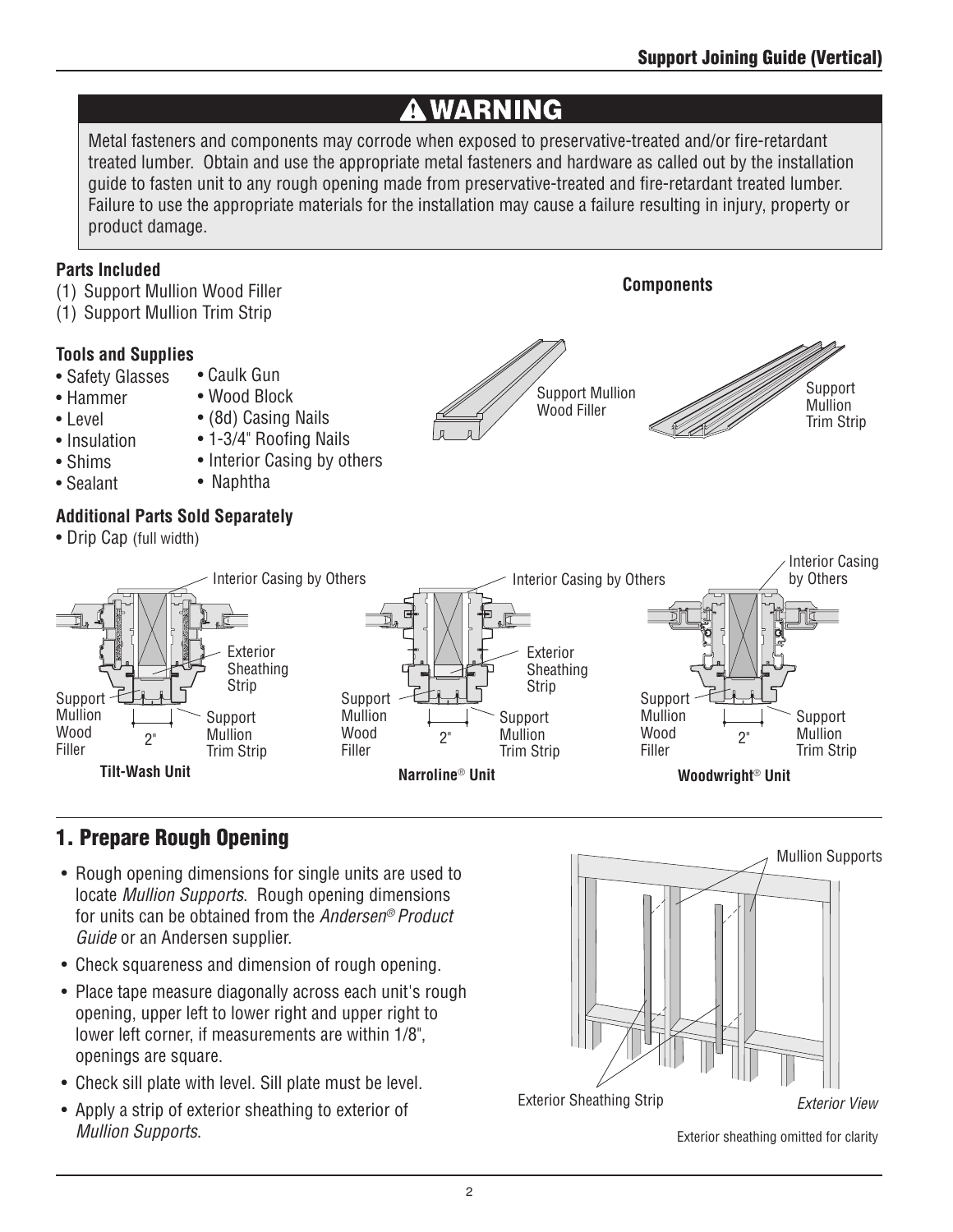## Support Joining Guide (Vertical)

### ⚠ WARNING

Metal fasteners and components may corrode when exposed to preservative-treated and/or fire-retardant treated lumber. Obtain and use the appropriate metal fasteners and hardware as called out by the installation guide to fasten unit to any rough opening made from preservative-treated and fire-retardant treated lumber. Failure to use the appropriate materials for the installation may cause a failure resulting in injury, property or product damage.

**Parts Included**

(1) Support Mullion Wood Filler
(1) Support Mullion Trim Strip

**Components**

Support Mullion Wood Filler

Support Mullion Trim Strip

**Tools and Supplies**

- Safety Glasses
- Hammer
- Level
- Insulation
- Shims
- Sealant
- Caulk Gun
- Wood Block
- (8d) Casing Nails
- 1-3/4" Roofing Nails
- Interior Casing by others
- Naphtha

**Additional Parts Sold Separately**

- Drip Cap (full width)

Interior Casing by Others

Exterior Sheathing Strip

Support Mullion Wood Filler

Support Mullion Trim Strip

2"

**Tilt-Wash Unit**

**Narroline® Unit**

**Woodwright® Unit**

## 1. Prepare Rough Opening

- Rough opening dimensions for single units are used to locate *Mullion Supports*. Rough opening dimensions for units can be obtained from the *Andersen® Product Guide* or an Andersen supplier.
- Check squareness and dimension of rough opening.
- Place tape measure diagonally across each unit's rough opening, upper left to lower right and upper right to lower left corner, if measurements are within 1/8", openings are square.
- Check sill plate with level. Sill plate must be level.
- Apply a strip of exterior sheathing to exterior of *Mullion Supports*.

Mullion Supports

Exterior Sheathing Strip

*Exterior View*

Exterior sheathing omitted for clarity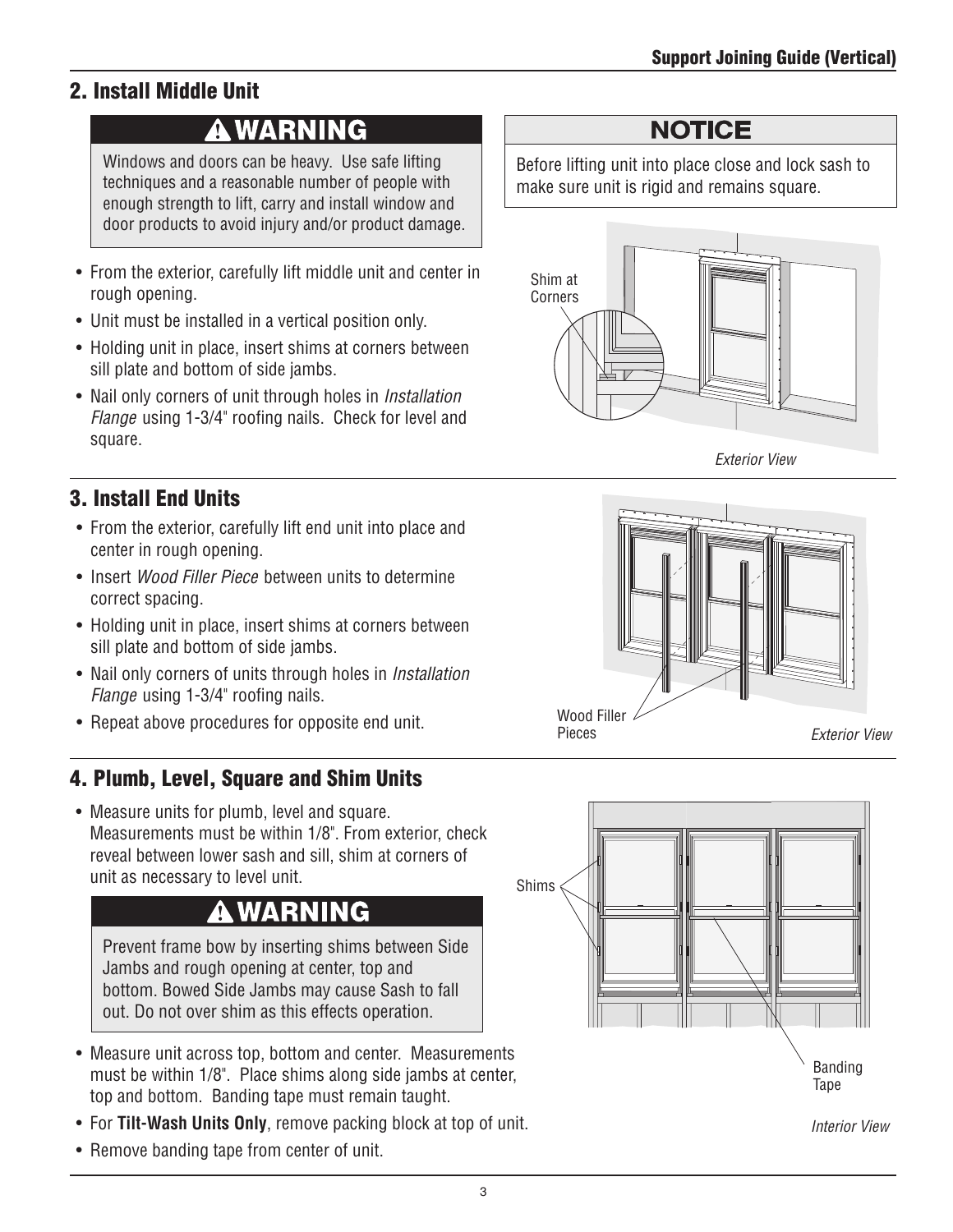## 2. Install Middle Unit

### ⚠ WARNING

Windows and doors can be heavy. Use safe lifting techniques and a reasonable number of people with enough strength to lift, carry and install window and door products to avoid injury and/or product damage.

### NOTICE

Before lifting unit into place close and lock sash to make sure unit is rigid and remains square.

- From the exterior, carefully lift middle unit and center in rough opening.
- Unit must be installed in a vertical position only.
- Holding unit in place, insert shims at corners between sill plate and bottom of side jambs.
- Nail only corners of unit through holes in *Installation Flange* using 1-3/4" roofing nails. Check for level and square.

Shim at Corners

*Exterior View*

## 3. Install End Units

- From the exterior, carefully lift end unit into place and center in rough opening.
- Insert *Wood Filler Piece* between units to determine correct spacing.
- Holding unit in place, insert shims at corners between sill plate and bottom of side jambs.
- Nail only corners of units through holes in *Installation Flange* using 1-3/4" roofing nails.
- Repeat above procedures for opposite end unit.

Wood Filler Pieces

*Exterior View*

## 4. Plumb, Level, Square and Shim Units

- Measure units for plumb, level and square. Measurements must be within 1/8". From exterior, check reveal between lower sash and sill, shim at corners of unit as necessary to level unit.

### ⚠ WARNING

Prevent frame bow by inserting shims between Side Jambs and rough opening at center, top and bottom. Bowed Side Jambs may cause Sash to fall out. Do not over shim as this effects operation.

- Measure unit across top, bottom and center. Measurements must be within 1/8". Place shims along side jambs at center, top and bottom. Banding tape must remain taught.
- For **Tilt-Wash Units Only**, remove packing block at top of unit.
- Remove banding tape from center of unit.

Shims

Banding Tape

*Interior View*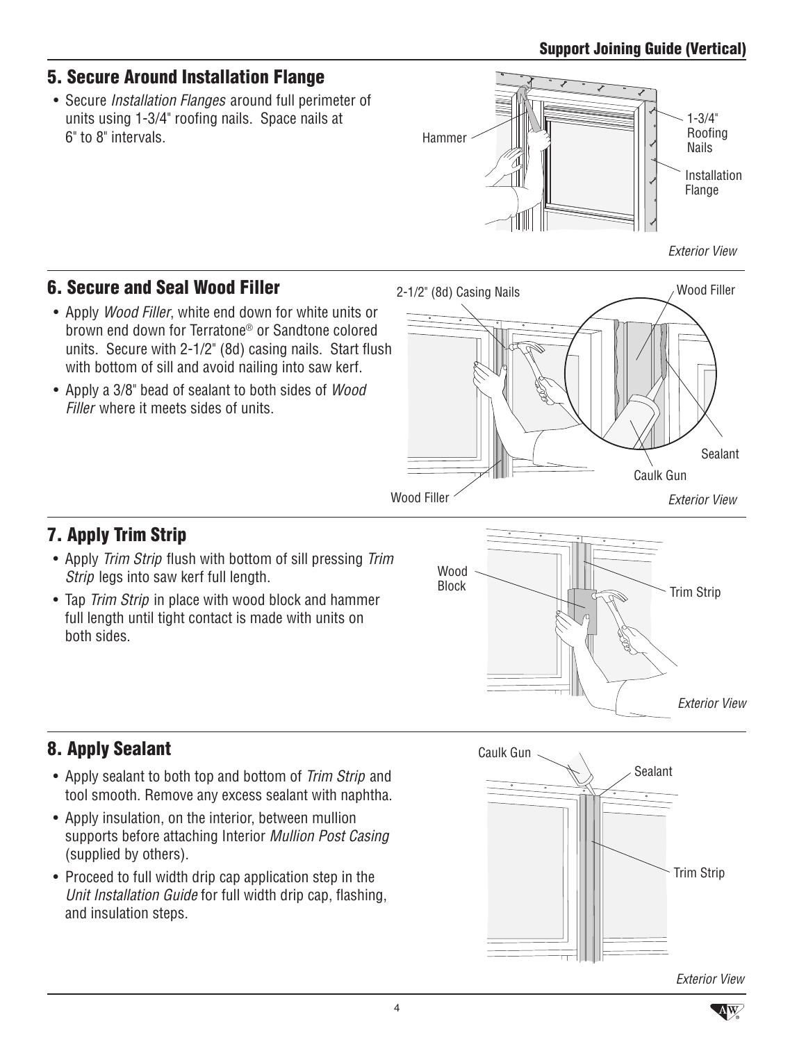## 5. Secure Around Installation Flange

- Secure *Installation Flanges* around full perimeter of units using 1-3/4" roofing nails. Space nails at 6" to 8" intervals.

Hammer

1-3/4" Roofing Nails

Installation Flange

*Exterior View*

## 6. Secure and Seal Wood Filler

- Apply *Wood Filler*, white end down for white units or brown end down for Terratone® or Sandtone colored units. Secure with 2-1/2" (8d) casing nails. Start flush with bottom of sill and avoid nailing into saw kerf.
- Apply a 3/8" bead of sealant to both sides of *Wood Filler* where it meets sides of units.

2-1/2" (8d) Casing Nails

Wood Filler

Sealant

Caulk Gun

Wood Filler

*Exterior View*

## 7. Apply Trim Strip

- Apply *Trim Strip* flush with bottom of sill pressing *Trim Strip* legs into saw kerf full length.
- Tap *Trim Strip* in place with wood block and hammer full length until tight contact is made with units on both sides.

Wood Block

Trim Strip

*Exterior View*

## 8. Apply Sealant

- Apply sealant to both top and bottom of *Trim Strip* and tool smooth. Remove any excess sealant with naphtha.
- Apply insulation, on the interior, between mullion supports before attaching Interior *Mullion Post Casing* (supplied by others).
- Proceed to full width drip cap application step in the *Unit Installation Guide* for full width drip cap, flashing, and insulation steps.

Caulk Gun

Sealant

Trim Strip

*Exterior View*